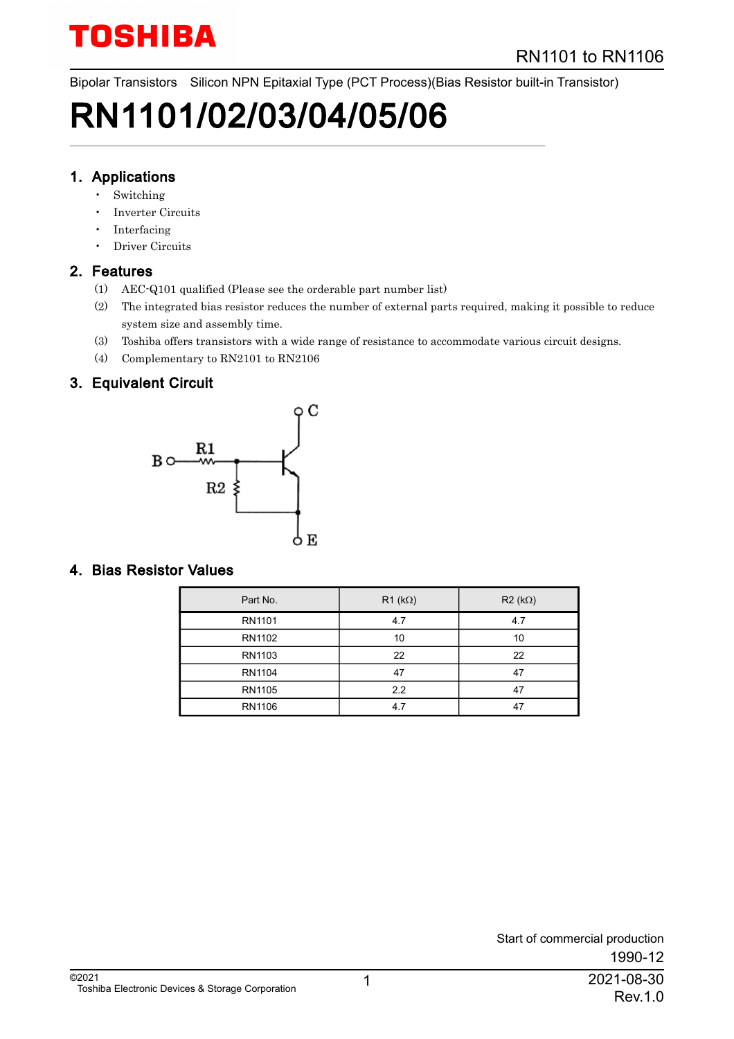Bipolar Transistors　Silicon NPN Epitaxial Type (PCT Process)(Bias Resistor built-in Transistor)

# RN1101/02/03/04/05/06

## 1. Applications

- Switching
- Inverter Circuits
- Interfacing
- Driver Circuits

## 2. Features

(1) AEC-Q101 qualified (Please see the orderable part number list)

(2) The integrated bias resistor reduces the number of external parts required, making it possible to reduce system size and assembly time.

(3) Toshiba offers transistors with a wide range of resistance to accommodate various circuit designs.

(4) Complementary to RN2101 to RN2106

## 3. Equivalent Circuit

## 4. Bias Resistor Values

| Part No. | R1 (kΩ) | R2 (kΩ) |
|---|---|---|
| RN1101 | 4.7 | 4.7 |
| RN1102 | 10 | 10 |
| RN1103 | 22 | 22 |
| RN1104 | 47 | 47 |
| RN1105 | 2.2 | 47 |
| RN1106 | 4.7 | 47 |

Start of commercial production

1990-12

©2021
Toshiba Electronic Devices & Storage Corporation

2021-08-30
Rev.1.0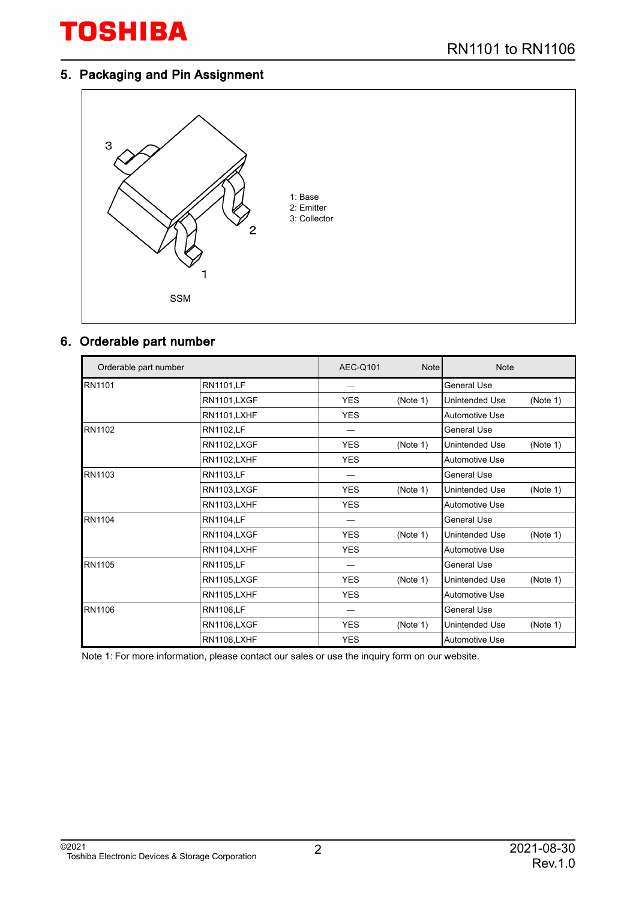## 5. Packaging and Pin Assignment

1: Base
2: Emitter
3: Collector

SSM

## 6. Orderable part number

| Orderable part number | | AEC-Q101 | Note | Note | |
|---|---|---|---|---|---|
| RN1101 | RN1101,LF | — | | General Use | |
| | RN1101,LXGF | YES | (Note 1) | Unintended Use | (Note 1) |
| | RN1101,LXHF | YES | | Automotive Use | |
| RN1102 | RN1102,LF | — | | General Use | |
| | RN1102,LXGF | YES | (Note 1) | Unintended Use | (Note 1) |
| | RN1102,LXHF | YES | | Automotive Use | |
| RN1103 | RN1103,LF | — | | General Use | |
| | RN1103,LXGF | YES | (Note 1) | Unintended Use | (Note 1) |
| | RN1103,LXHF | YES | | Automotive Use | |
| RN1104 | RN1104,LF | — | | General Use | |
| | RN1104,LXGF | YES | (Note 1) | Unintended Use | (Note 1) |
| | RN1104,LXHF | YES | | Automotive Use | |
| RN1105 | RN1105,LF | — | | General Use | |
| | RN1105,LXGF | YES | (Note 1) | Unintended Use | (Note 1) |
| | RN1105,LXHF | YES | | Automotive Use | |
| RN1106 | RN1106,LF | — | | General Use | |
| | RN1106,LXGF | YES | (Note 1) | Unintended Use | (Note 1) |
| | RN1106,LXHF | YES | | Automotive Use | |

Note 1: For more information, please contact our sales or use the inquiry form on our website.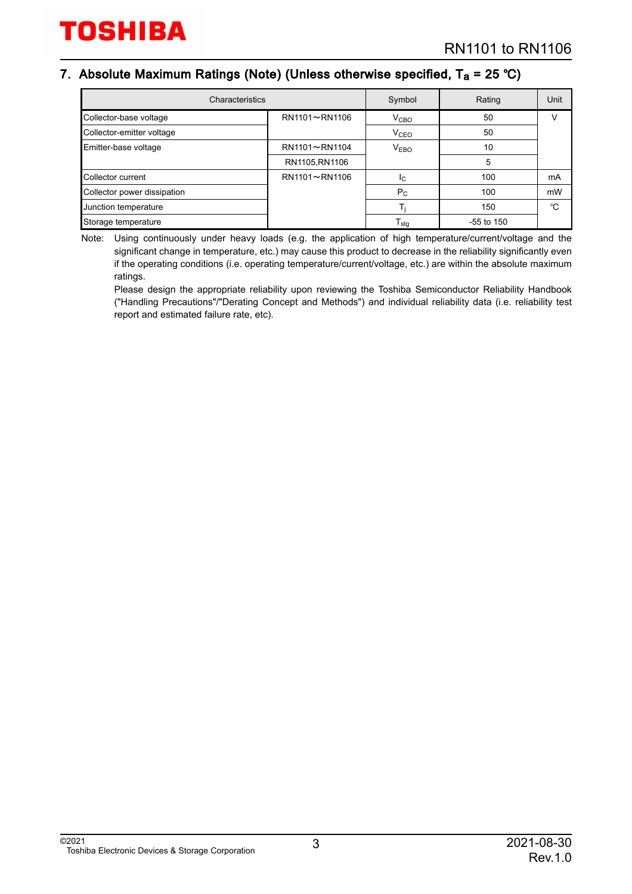## 7. Absolute Maximum Ratings (Note) (Unless otherwise specified, $T_a$ = 25 °C)

| Characteristics | | Symbol | Rating | Unit |
|---|---|---|---|---|
| Collector-base voltage | RN1101～RN1106 | $V_{CBO}$ | 50 | V |
| Collector-emitter voltage | | $V_{CEO}$ | 50 | |
| Emitter-base voltage | RN1101～RN1104 | $V_{EBO}$ | 10 | |
| | RN1105,RN1106 | | 5 | |
| Collector current | RN1101～RN1106 | $I_C$ | 100 | mA |
| Collector power dissipation | | $P_C$ | 100 | mW |
| Junction temperature | | $T_j$ | 150 | ℃ |
| Storage temperature | | $T_{stg}$ | -55 to 150 | |

Note: Using continuously under heavy loads (e.g. the application of high temperature/current/voltage and the significant change in temperature, etc.) may cause this product to decrease in the reliability significantly even if the operating conditions (i.e. operating temperature/current/voltage, etc.) are within the absolute maximum ratings.

Please design the appropriate reliability upon reviewing the Toshiba Semiconductor Reliability Handbook ("Handling Precautions"/"Derating Concept and Methods") and individual reliability data (i.e. reliability test report and estimated failure rate, etc).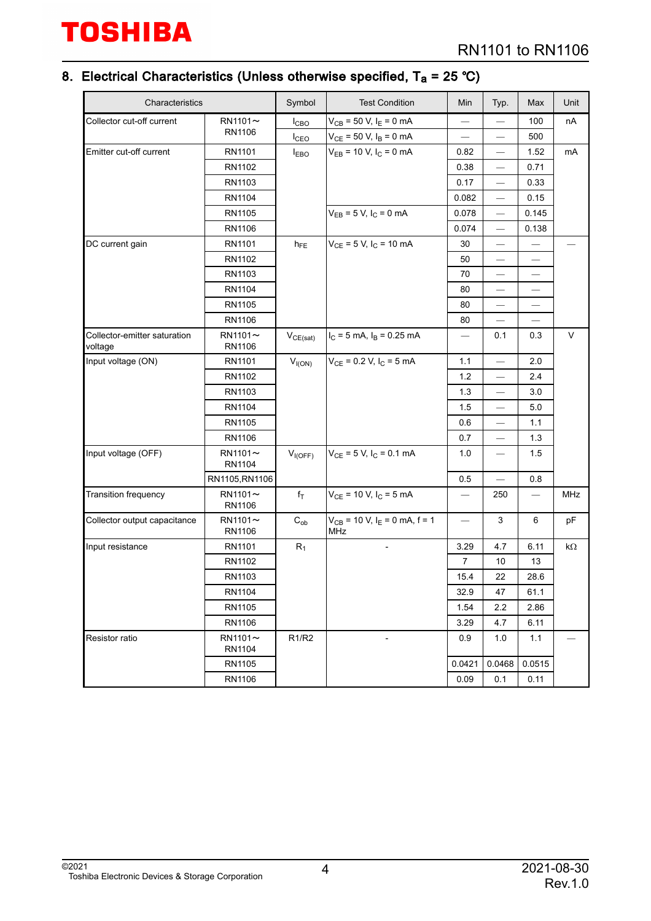## 8. Electrical Characteristics (Unless otherwise specified, $T_a$ = 25 °C)

| Characteristics | | Symbol | Test Condition | Min | Typ. | Max | Unit |
|---|---|---|---|---|---|---|---|
| Collector cut-off current | RN1101～RN1106 | $I_{CBO}$ | $V_{CB}$ = 50 V, $I_E$ = 0 mA | — | — | 100 | nA |
| | | $I_{CEO}$ | $V_{CE}$ = 50 V, $I_B$ = 0 mA | — | — | 500 | |
| Emitter cut-off current | RN1101 | $I_{EBO}$ | $V_{EB}$ = 10 V, $I_C$ = 0 mA | 0.82 | — | 1.52 | mA |
| | RN1102 | | | 0.38 | — | 0.71 | |
| | RN1103 | | | 0.17 | — | 0.33 | |
| | RN1104 | | | 0.082 | — | 0.15 | |
| | RN1105 | | $V_{EB}$ = 5 V, $I_C$ = 0 mA | 0.078 | — | 0.145 | |
| | RN1106 | | | 0.074 | — | 0.138 | |
| DC current gain | RN1101 | $h_{FE}$ | $V_{CE}$ = 5 V, $I_C$ = 10 mA | 30 | — | — | — |
| | RN1102 | | | 50 | — | — | |
| | RN1103 | | | 70 | — | — | |
| | RN1104 | | | 80 | — | — | |
| | RN1105 | | | 80 | — | — | |
| | RN1106 | | | 80 | — | — | |
| Collector-emitter saturation voltage | RN1101～RN1106 | $V_{CE(sat)}$ | $I_C$ = 5 mA, $I_B$ = 0.25 mA | — | 0.1 | 0.3 | V |
| Input voltage (ON) | RN1101 | $V_{I(ON)}$ | $V_{CE}$ = 0.2 V, $I_C$ = 5 mA | 1.1 | — | 2.0 | |
| | RN1102 | | | 1.2 | — | 2.4 | |
| | RN1103 | | | 1.3 | — | 3.0 | |
| | RN1104 | | | 1.5 | — | 5.0 | |
| | RN1105 | | | 0.6 | — | 1.1 | |
| | RN1106 | | | 0.7 | — | 1.3 | |
| Input voltage (OFF) | RN1101～RN1104 | $V_{I(OFF)}$ | $V_{CE}$ = 5 V, $I_C$ = 0.1 mA | 1.0 | — | 1.5 | |
| | RN1105,RN1106 | | | 0.5 | — | 0.8 | |
| Transition frequency | RN1101～RN1106 | $f_T$ | $V_{CE}$ = 10 V, $I_C$ = 5 mA | — | 250 | — | MHz |
| Collector output capacitance | RN1101～RN1106 | $C_{ob}$ | $V_{CB}$ = 10 V, $I_E$ = 0 mA, f = 1 MHz | — | 3 | 6 | pF |
| Input resistance | RN1101 | $R_1$ | - | 3.29 | 4.7 | 6.11 | kΩ |
| | RN1102 | | | 7 | 10 | 13 | |
| | RN1103 | | | 15.4 | 22 | 28.6 | |
| | RN1104 | | | 32.9 | 47 | 61.1 | |
| | RN1105 | | | 1.54 | 2.2 | 2.86 | |
| | RN1106 | | | 3.29 | 4.7 | 6.11 | |
| Resistor ratio | RN1101～RN1104 | R1/R2 | - | 0.9 | 1.0 | 1.1 | — |
| | RN1105 | | | 0.0421 | 0.0468 | 0.0515 | |
| | RN1106 | | | 0.09 | 0.1 | 0.11 | |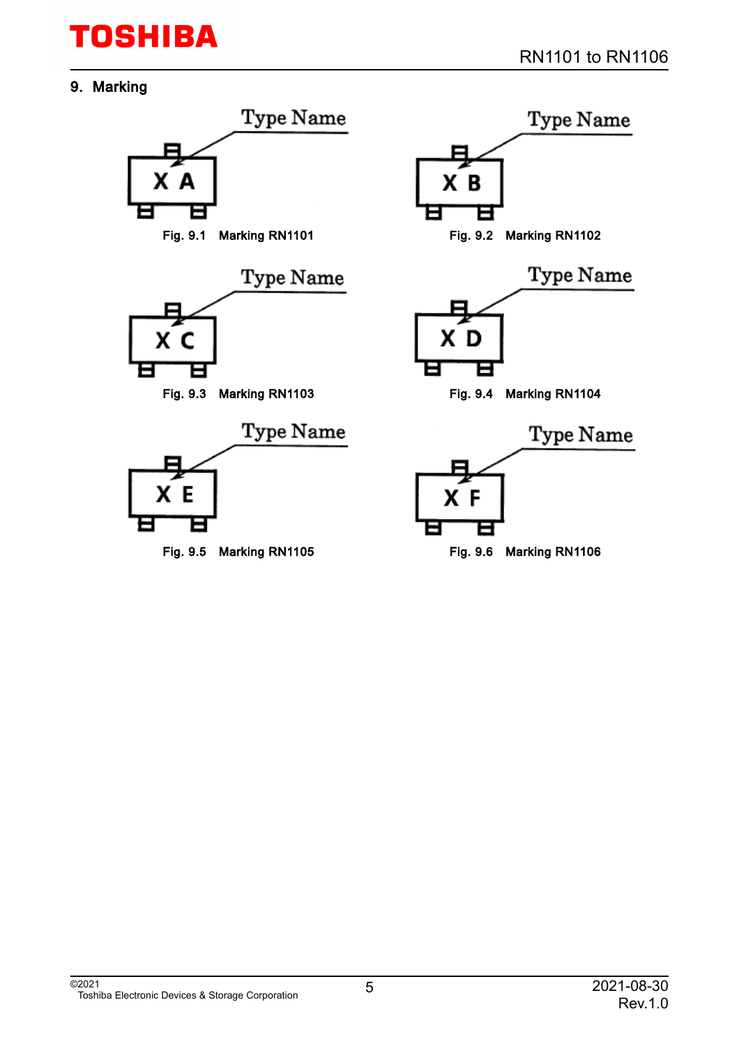## 9. Marking

Type Name

X A

Fig. 9.1 Marking RN1101

Type Name

X B

Fig. 9.2 Marking RN1102

Type Name

X C

Fig. 9.3 Marking RN1103

Type Name

X D

Fig. 9.4 Marking RN1104

Type Name

X E

Fig. 9.5 Marking RN1105

Type Name

X F

Fig. 9.6 Marking RN1106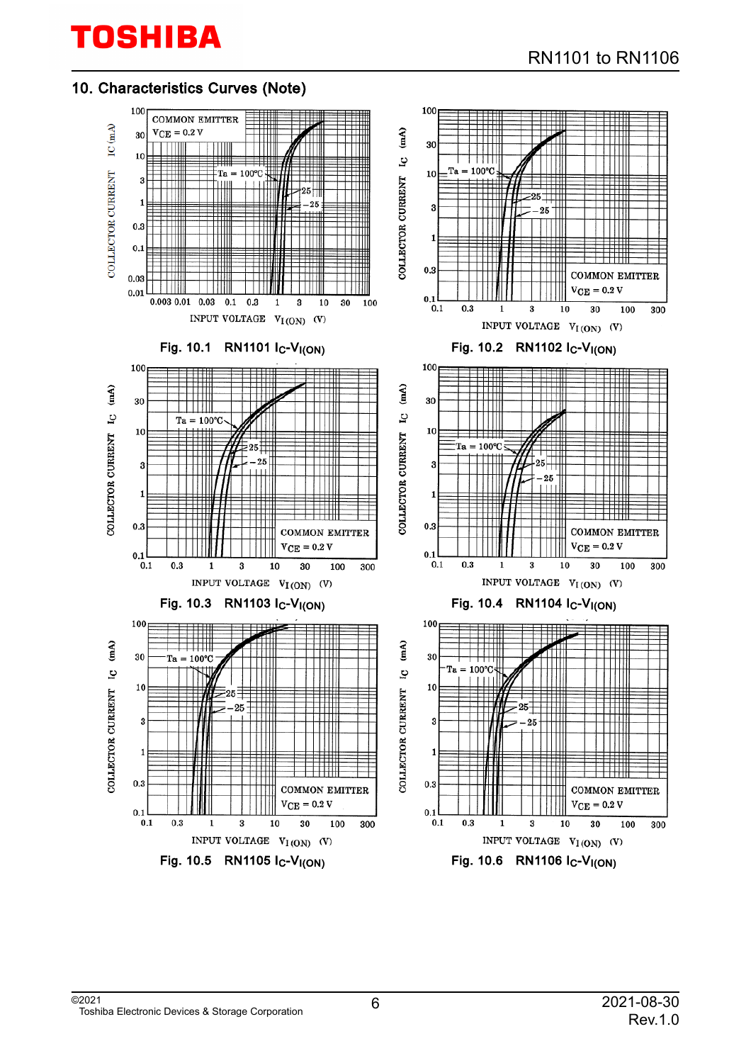## 10. Characteristics Curves (Note)

Fig. 10.1 RN1101 $I_C$-$V_{I(ON)}$

Fig. 10.2 RN1102 $I_C$-$V_{I(ON)}$

Fig. 10.3 RN1103 $I_C$-$V_{I(ON)}$

Fig. 10.4 RN1104 $I_C$-$V_{I(ON)}$

Fig. 10.5 RN1105 $I_C$-$V_{I(ON)}$

Fig. 10.6 RN1106 $I_C$-$V_{I(ON)}$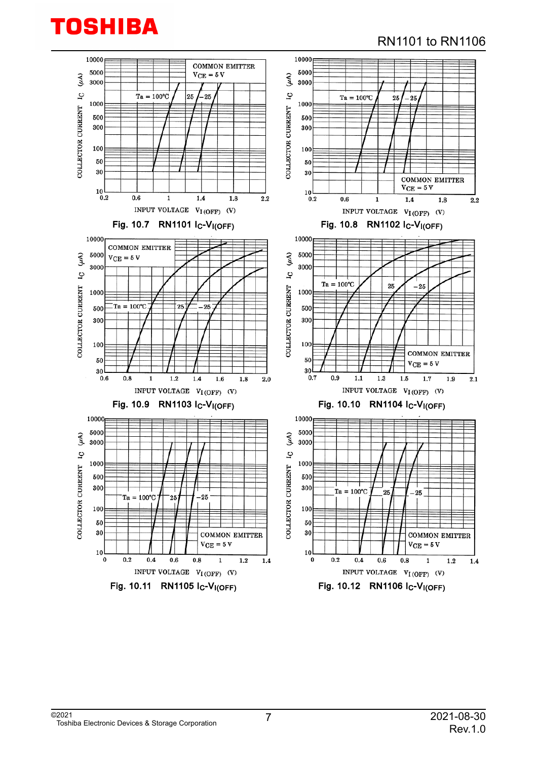Fig. 10.7 RN1101 $I_C$-$V_{I(OFF)}$

Fig. 10.8 RN1102 $I_C$-$V_{I(OFF)}$

Fig. 10.9 RN1103 $I_C$-$V_{I(OFF)}$

Fig. 10.10 RN1104 $I_C$-$V_{I(OFF)}$

Fig. 10.11 RN1105 $I_C$-$V_{I(OFF)}$

Fig. 10.12 RN1106 $I_C$-$V_{I(OFF)}$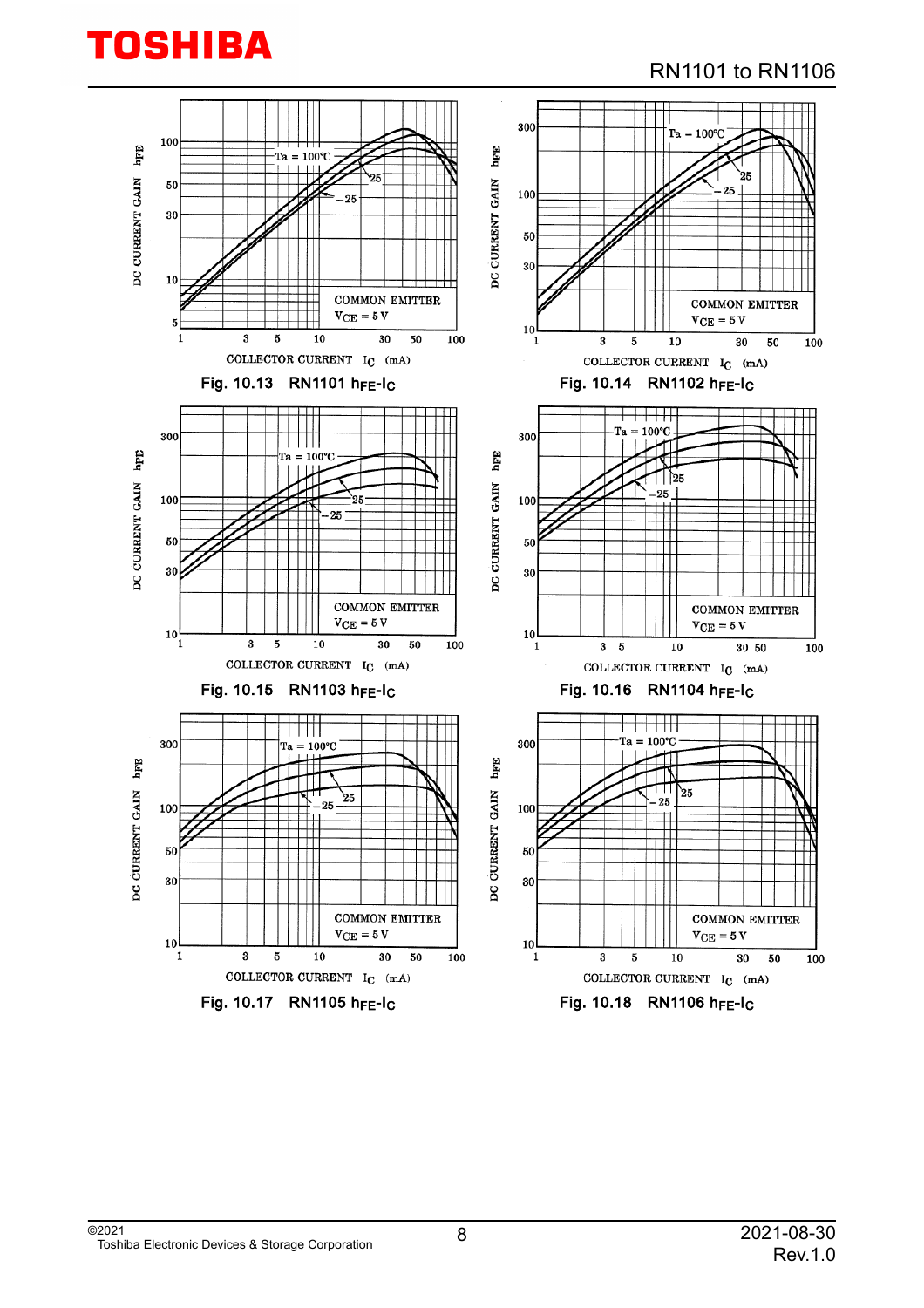Fig. 10.13 RN1101 $h_{FE}$-$I_C$

Fig. 10.14 RN1102 $h_{FE}$-$I_C$

Fig. 10.15 RN1103 $h_{FE}$-$I_C$

Fig. 10.16 RN1104 $h_{FE}$-$I_C$

Fig. 10.17 RN1105 $h_{FE}$-$I_C$

Fig. 10.18 RN1106 $h_{FE}$-$I_C$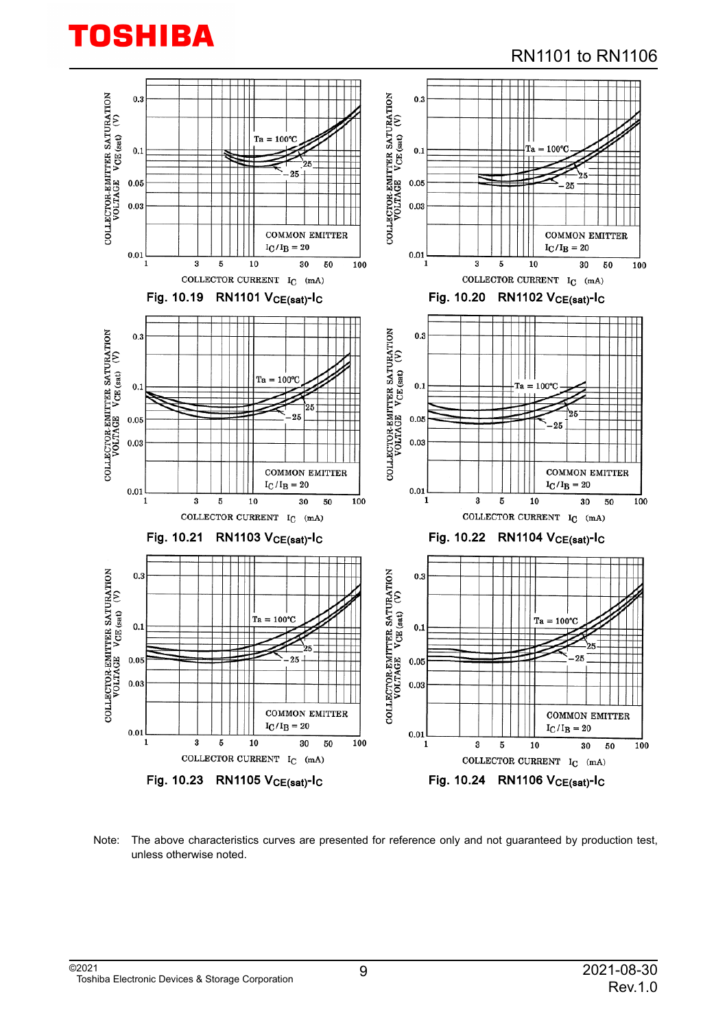COLLECTOR-EMITTER SATURATION VOLTAGE $V_{CE(sat)}$ (V)

COMMON EMITTER
$I_C/I_B = 20$

Ta = 100°C, 25, −25

COLLECTOR CURRENT $I_C$ (mA)

Fig. 10.19 RN1101 $V_{CE(sat)}$-$I_C$

COLLECTOR-EMITTER SATURATION VOLTAGE $V_{CE(sat)}$ (V)

COMMON EMITTER
$I_C/I_B = 20$

Ta = 100°C, 25, −25

COLLECTOR CURRENT $I_C$ (mA)

Fig. 10.20 RN1102 $V_{CE(sat)}$-$I_C$

COLLECTOR-EMITTER SATURATION VOLTAGE $V_{CE(sat)}$ (V)

COMMON EMITTER
$I_C/I_B = 20$

Ta = 100°C, 25, −25

COLLECTOR CURRENT $I_C$ (mA)

Fig. 10.21 RN1103 $V_{CE(sat)}$-$I_C$

COLLECTOR-EMITTER SATURATION VOLTAGE $V_{CE(sat)}$ (V)

COMMON EMITTER
$I_C/I_B = 20$

Ta = 100°C, 25, −25

COLLECTOR CURRENT $I_C$ (mA)

Fig. 10.22 RN1104 $V_{CE(sat)}$-$I_C$

COLLECTOR-EMITTER SATURATION VOLTAGE $V_{CE(sat)}$ (V)

COMMON EMITTER
$I_C/I_B = 20$

Ta = 100°C, 25, −25

COLLECTOR CURRENT $I_C$ (mA)

Fig. 10.23 RN1105 $V_{CE(sat)}$-$I_C$

COLLECTOR-EMITTER SATURATION VOLTAGE $V_{CE(sat)}$ (V)

COMMON EMITTER
$I_C/I_B = 20$

Ta = 100°C, 25, −25

COLLECTOR CURRENT $I_C$ (mA)

Fig. 10.24 RN1106 $V_{CE(sat)}$-$I_C$

Note: The above characteristics curves are presented for reference only and not guaranteed by production test, unless otherwise noted.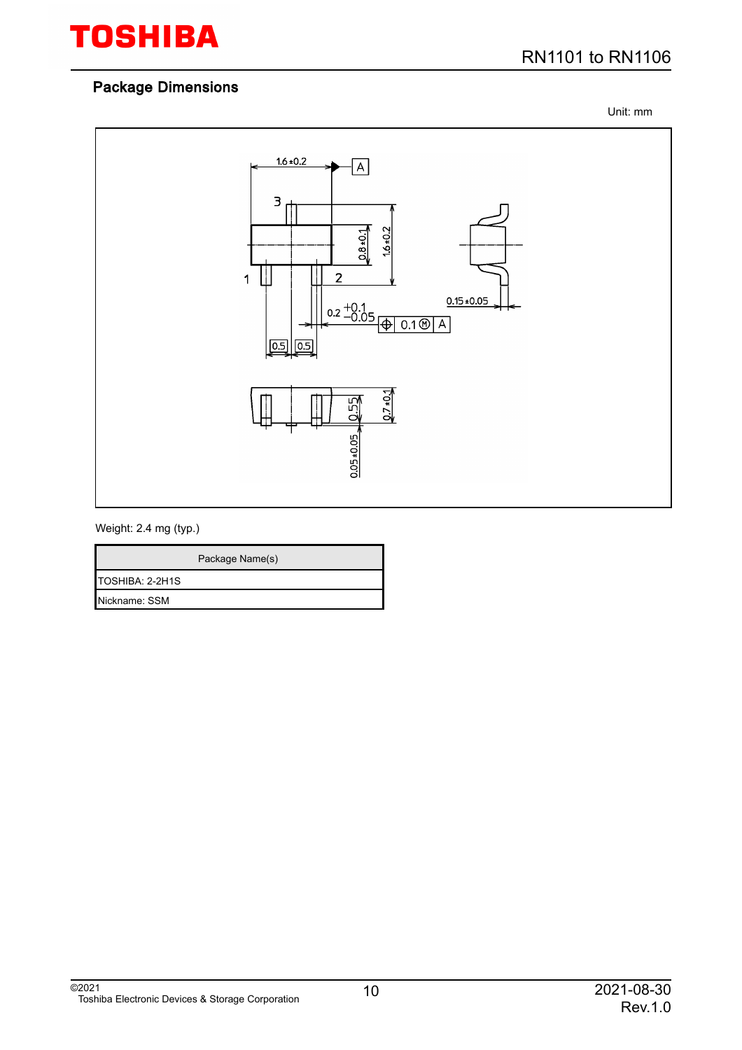## Package Dimensions

Unit: mm

Weight: 2.4 mg (typ.)

| Package Name(s) |
| --- |
| TOSHIBA: 2-2H1S |
| Nickname: SSM |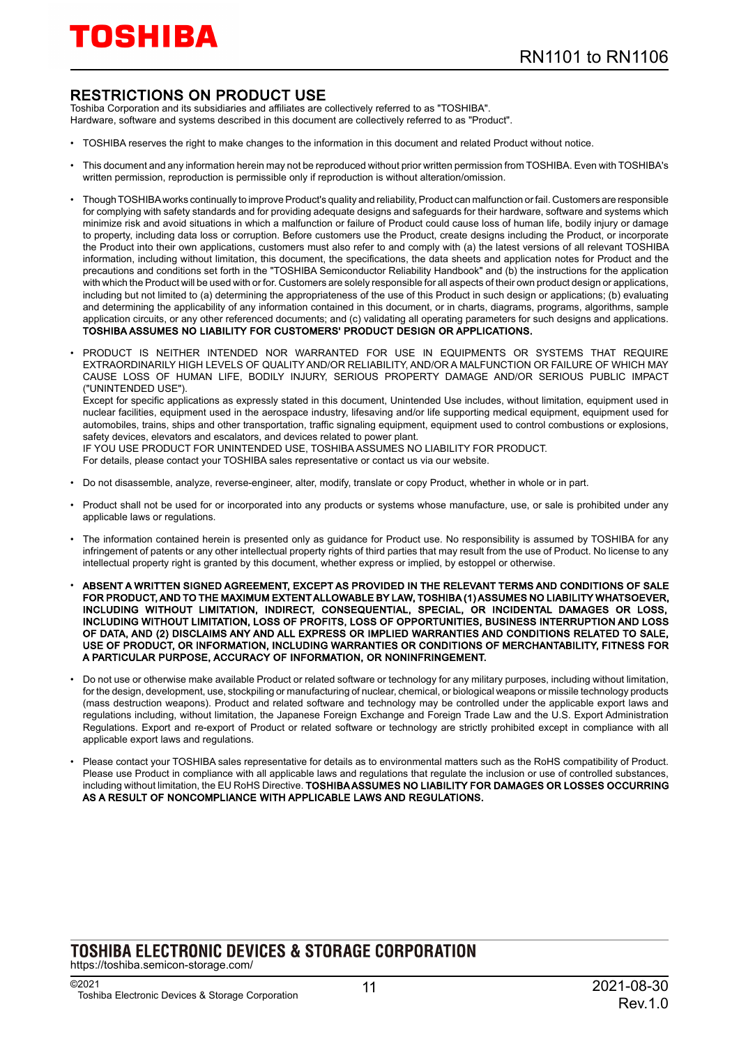## RESTRICTIONS ON PRODUCT USE

Toshiba Corporation and its subsidiaries and affiliates are collectively referred to as "TOSHIBA".
Hardware, software and systems described in this document are collectively referred to as "Product".

- TOSHIBA reserves the right to make changes to the information in this document and related Product without notice.
- This document and any information herein may not be reproduced without prior written permission from TOSHIBA. Even with TOSHIBA's written permission, reproduction is permissible only if reproduction is without alteration/omission.
- Though TOSHIBA works continually to improve Product's quality and reliability, Product can malfunction or fail. Customers are responsible for complying with safety standards and for providing adequate designs and safeguards for their hardware, software and systems which minimize risk and avoid situations in which a malfunction or failure of Product could cause loss of human life, bodily injury or damage to property, including data loss or corruption. Before customers use the Product, create designs including the Product, or incorporate the Product into their own applications, customers must also refer to and comply with (a) the latest versions of all relevant TOSHIBA information, including without limitation, this document, the specifications, the data sheets and application notes for Product and the precautions and conditions set forth in the "TOSHIBA Semiconductor Reliability Handbook" and (b) the instructions for the application with which the Product will be used with or for. Customers are solely responsible for all aspects of their own product design or applications, including but not limited to (a) determining the appropriateness of the use of this Product in such design or applications; (b) evaluating and determining the applicability of any information contained in this document, or in charts, diagrams, programs, algorithms, sample application circuits, or any other referenced documents; and (c) validating all operating parameters for such designs and applications. **TOSHIBA ASSUMES NO LIABILITY FOR CUSTOMERS' PRODUCT DESIGN OR APPLICATIONS.**
- PRODUCT IS NEITHER INTENDED NOR WARRANTED FOR USE IN EQUIPMENTS OR SYSTEMS THAT REQUIRE EXTRAORDINARILY HIGH LEVELS OF QUALITY AND/OR RELIABILITY, AND/OR A MALFUNCTION OR FAILURE OF WHICH MAY CAUSE LOSS OF HUMAN LIFE, BODILY INJURY, SERIOUS PROPERTY DAMAGE AND/OR SERIOUS PUBLIC IMPACT ("UNINTENDED USE").
  Except for specific applications as expressly stated in this document, Unintended Use includes, without limitation, equipment used in nuclear facilities, equipment used in the aerospace industry, lifesaving and/or life supporting medical equipment, equipment used for automobiles, trains, ships and other transportation, traffic signaling equipment, equipment used to control combustions or explosions, safety devices, elevators and escalators, and devices related to power plant.
  IF YOU USE PRODUCT FOR UNINTENDED USE, TOSHIBA ASSUMES NO LIABILITY FOR PRODUCT.
  For details, please contact your TOSHIBA sales representative or contact us via our website.
- Do not disassemble, analyze, reverse-engineer, alter, modify, translate or copy Product, whether in whole or in part.
- Product shall not be used for or incorporated into any products or systems whose manufacture, use, or sale is prohibited under any applicable laws or regulations.
- The information contained herein is presented only as guidance for Product use. No responsibility is assumed by TOSHIBA for any infringement of patents or any other intellectual property rights of third parties that may result from the use of Product. No license to any intellectual property right is granted by this document, whether express or implied, by estoppel or otherwise.
- **ABSENT A WRITTEN SIGNED AGREEMENT, EXCEPT AS PROVIDED IN THE RELEVANT TERMS AND CONDITIONS OF SALE FOR PRODUCT, AND TO THE MAXIMUM EXTENT ALLOWABLE BY LAW, TOSHIBA (1) ASSUMES NO LIABILITY WHATSOEVER, INCLUDING WITHOUT LIMITATION, INDIRECT, CONSEQUENTIAL, SPECIAL, OR INCIDENTAL DAMAGES OR LOSS, INCLUDING WITHOUT LIMITATION, LOSS OF PROFITS, LOSS OF OPPORTUNITIES, BUSINESS INTERRUPTION AND LOSS OF DATA, AND (2) DISCLAIMS ANY AND ALL EXPRESS OR IMPLIED WARRANTIES AND CONDITIONS RELATED TO SALE, USE OF PRODUCT, OR INFORMATION, INCLUDING WARRANTIES OR CONDITIONS OF MERCHANTABILITY, FITNESS FOR A PARTICULAR PURPOSE, ACCURACY OF INFORMATION, OR NONINFRINGEMENT.**
- Do not use or otherwise make available Product or related software or technology for any military purposes, including without limitation, for the design, development, use, stockpiling or manufacturing of nuclear, chemical, or biological weapons or missile technology products (mass destruction weapons). Product and related software and technology may be controlled under the applicable export laws and regulations including, without limitation, the Japanese Foreign Exchange and Foreign Trade Law and the U.S. Export Administration Regulations. Export and re-export of Product or related software or technology are strictly prohibited except in compliance with all applicable export laws and regulations.
- Please contact your TOSHIBA sales representative for details as to environmental matters such as the RoHS compatibility of Product. Please use Product in compliance with all applicable laws and regulations that regulate the inclusion or use of controlled substances, including without limitation, the EU RoHS Directive. **TOSHIBA ASSUMES NO LIABILITY FOR DAMAGES OR LOSSES OCCURRING AS A RESULT OF NONCOMPLIANCE WITH APPLICABLE LAWS AND REGULATIONS.**

**TOSHIBA ELECTRONIC DEVICES & STORAGE CORPORATION**

https://toshiba.semicon-storage.com/